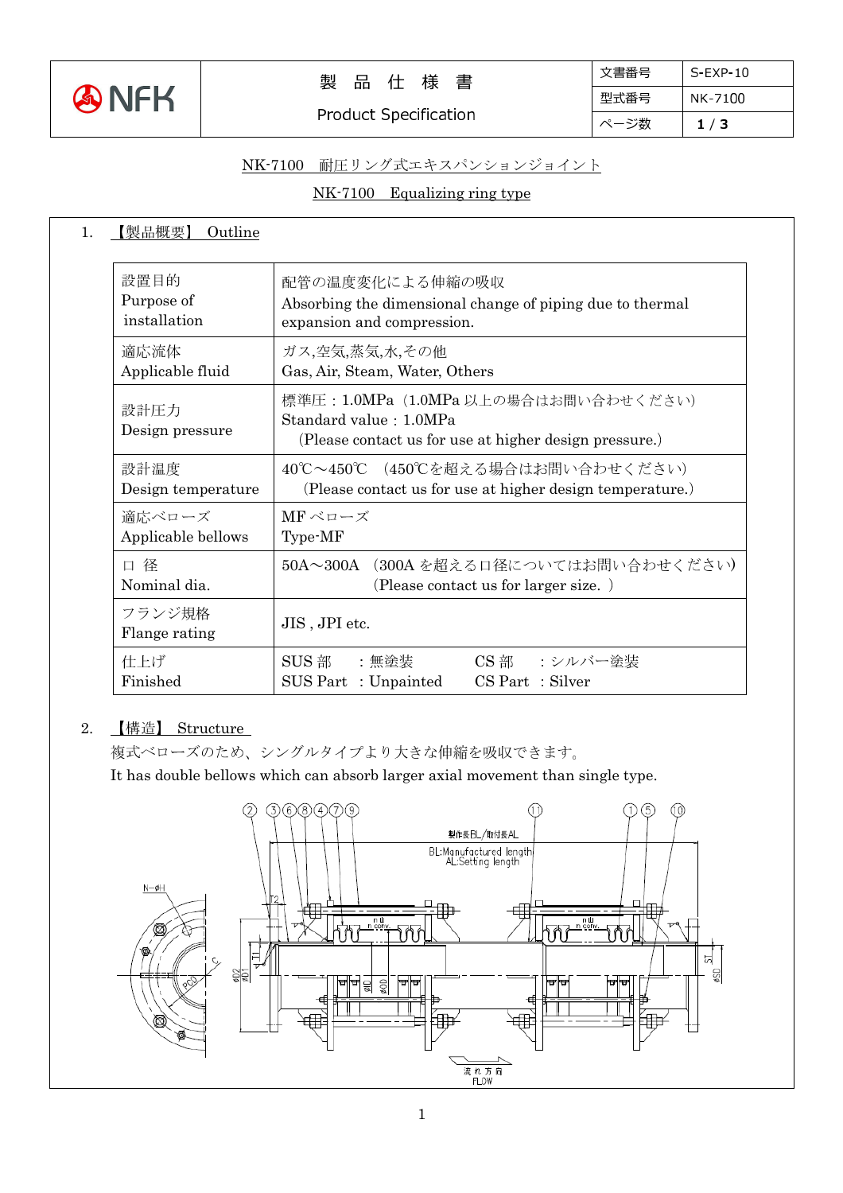| | 製 品 仕 様 書<br>Product Specification | 文書番号 | S-EXP-10 |
|---|---|---|---|
| NFK | | 型式番号 | NK-7100 |
| | | ページ数 | 1 / 3 |

# NK-7100　耐圧リング式エキスパンションジョイント

# NK-7100　Equalizing ring type

## 1.　【製品概要】 Outline

| | |
|---|---|
| 設置目的<br>Purpose of installation | 配管の温度変化による伸縮の吸収<br>Absorbing the dimensional change of piping due to thermal expansion and compression. |
| 適応流体<br>Applicable fluid | ガス,空気,蒸気,水,その他<br>Gas, Air, Steam, Water, Others |
| 設計圧力<br>Design pressure | 標準圧：1.0MPa（1.0MPa 以上の場合はお問い合わせください）<br>Standard value：1.0MPa<br>(Please contact us for use at higher design pressure.) |
| 設計温度<br>Design temperature | 40℃～450℃　(450℃を超える場合はお問い合わせください)<br>(Please contact us for use at higher design temperature.) |
| 適応ベローズ<br>Applicable bellows | MF ベローズ<br>Type-MF |
| 口 径<br>Nominal dia. | 50A～300A　(300A を超える口径についてはお問い合わせください)<br>(Please contact us for larger size. ) |
| フランジ規格<br>Flange rating | JIS , JPI etc. |
| 仕上げ<br>Finished | SUS 部　：無塗装　　CS 部　：シルバー塗装<br>SUS Part ：Unpainted　　CS Part ：Silver |

## 2.　【構造】 Structure

複式ベローズのため、シングルタイプより大きな伸縮を吸収できます。

It has double bellows which can absorb larger axial movement than single type.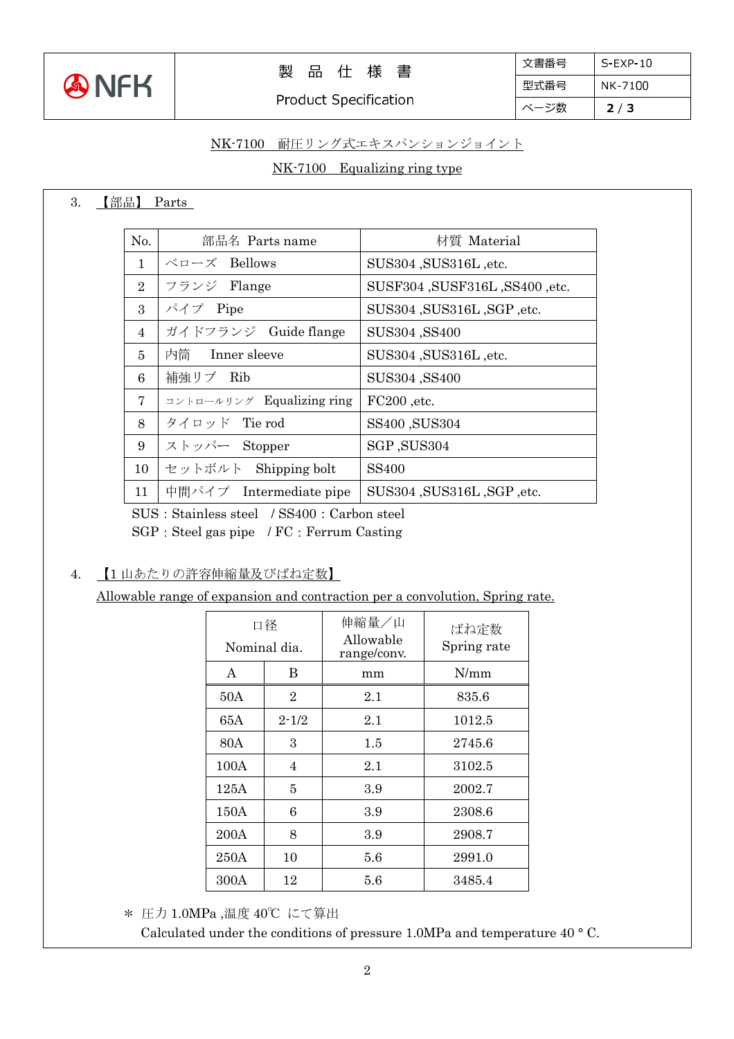NK-7100　耐圧リング式エキスパンションジョイント

NK-7100　Equalizing ring type

3.　【部品】 Parts

| No. | 部品名 Parts name | 材質 Material |
|---|---|---|
| 1 | ベローズ　Bellows | SUS304 ,SUS316L ,etc. |
| 2 | フランジ　Flange | SUSF304 ,SUSF316L ,SS400 ,etc. |
| 3 | パイプ　Pipe | SUS304 ,SUS316L ,SGP ,etc. |
| 4 | ガイドフランジ　Guide flange | SUS304 ,SS400 |
| 5 | 内筒　Inner sleeve | SUS304 ,SUS316L ,etc. |
| 6 | 補強リブ　Rib | SUS304 ,SS400 |
| 7 | コントロールリング　Equalizing ring | FC200 ,etc. |
| 8 | タイロッド　Tie rod | SS400 ,SUS304 |
| 9 | ストッパー　Stopper | SGP ,SUS304 |
| 10 | セットボルト　Shipping bolt | SS400 |
| 11 | 中間パイプ　Intermediate pipe | SUS304 ,SUS316L ,SGP ,etc. |

SUS : Stainless steel　/ SS400 : Carbon steel
SGP : Steel gas pipe　/ FC : Ferrum Casting

4.　【1 山あたりの許容伸縮量及びばね定数】

Allowable range of expansion and contraction per a convolution, Spring rate.

| 口径 Nominal dia. | | 伸縮量／山 Allowable range/conv. | ばね定数 Spring rate |
|---|---|---|---|
| A | B | mm | N/mm |
| 50A | 2 | 2.1 | 835.6 |
| 65A | 2-1/2 | 2.1 | 1012.5 |
| 80A | 3 | 1.5 | 2745.6 |
| 100A | 4 | 2.1 | 3102.5 |
| 125A | 5 | 3.9 | 2002.7 |
| 150A | 6 | 3.9 | 2308.6 |
| 200A | 8 | 3.9 | 2908.7 |
| 250A | 10 | 5.6 | 2991.0 |
| 300A | 12 | 5.6 | 3485.4 |

＊ 圧力 1.0MPa ,温度 40℃ にて算出
Calculated under the conditions of pressure 1.0MPa and temperature 40 ° C.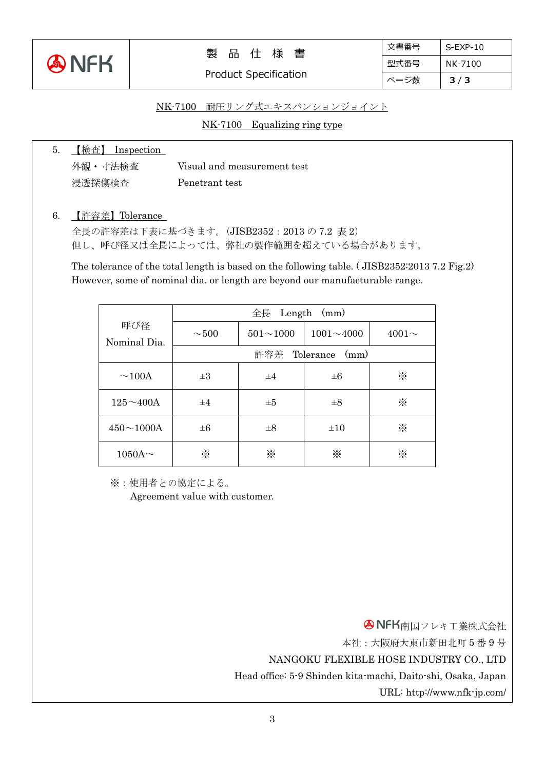NK-7100　耐圧リング式エキスパンションジョイント

NK-7100　Equalizing ring type

5.　【検査】 Inspection

| | |
|---|---|
| 外観・寸法検査 | Visual and measurement test |
| 浸透探傷検査 | Penetrant test |

6.　【許容差】Tolerance

全長の許容差は下表に基づきます。(JISB2352：2013 の 7.2 表 2)
但し、呼び径又は全長によっては、弊社の製作範囲を超えている場合があります。

The tolerance of the total length is based on the following table. ( JISB2352:2013 7.2 Fig.2)
However, some of nominal dia. or length are beyond our manufacturable range.

| 呼び径 Nominal Dia. | 全長　Length　(mm) | | | |
|---|---|---|---|---|
| | ～500 | 501～1000 | 1001～4000 | 4001～ |
| | 許容差　Tolerance　(mm) | | | |
| ～100A | ±3 | ±4 | ±6 | ※ |
| 125～400A | ±4 | ±5 | ±8 | ※ |
| 450～1000A | ±6 | ±8 | ±10 | ※ |
| 1050A～ | ※ | ※ | ※ | ※ |

※：使用者との協定による。
Agreement value with customer.

NFK南国フレキ工業株式会社
本社：大阪府大東市新田北町 5 番 9 号
NANGOKU FLEXIBLE HOSE INDUSTRY CO., LTD
Head office: 5-9 Shinden kita-machi, Daito-shi, Osaka, Japan
URL: http://www.nfk-jp.com/